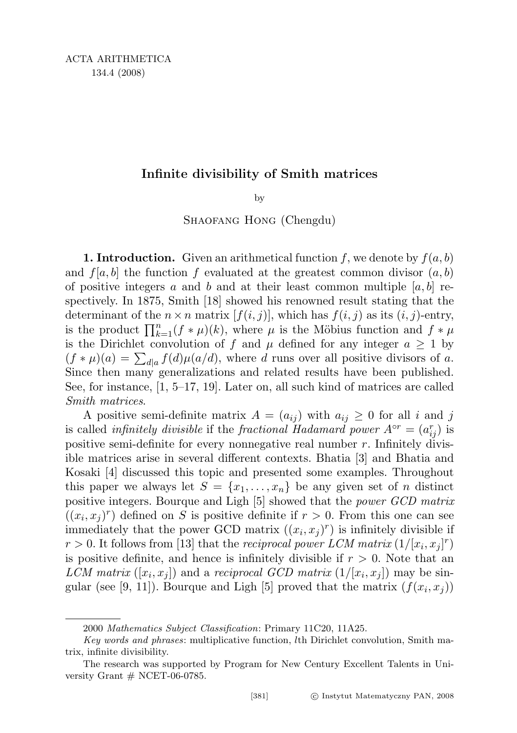# Infinite divisibility of Smith matrices

by

Shaofang Hong (Chengdu)

**1. Introduction.** Given an arithmetical function $f$, we denote by $f(a,b)$ and $f[a,b]$ the function $f$ evaluated at the greatest common divisor $(a,b)$ of positive integers $a$ and $b$ and at their least common multiple $[a,b]$ respectively. In 1875, Smith [18] showed his renowned result stating that the determinant of the $n\times n$ matrix $[f(i,j)]$, which has $f(i,j)$ as its $(i,j)$-entry, is the product $\prod_{k=1}^{n}(f*\mu)(k)$, where $\mu$ is the Möbius function and $f*\mu$ is the Dirichlet convolution of $f$ and $\mu$ defined for any integer $a\ge 1$ by $(f*\mu)(a)=\sum_{d|a}f(d)\mu(a/d)$, where $d$ runs over all positive divisors of $a$. Since then many generalizations and related results have been published. See, for instance, [1, 5–17, 19]. Later on, all such kind of matrices are called *Smith matrices*.

A positive semi-definite matrix $A=(a_{ij})$ with $a_{ij}\ge 0$ for all $i$ and $j$ is called *infinitely divisible* if the *fractional Hadamard power* $A^{\circ r}=(a_{ij}^r)$ is positive semi-definite for every nonnegative real number $r$. Infinitely divisible matrices arise in several different contexts. Bhatia [3] and Bhatia and Kosaki [4] discussed this topic and presented some examples. Throughout this paper we always let $S=\{x_1,\dots,x_n\}$ be any given set of $n$ distinct positive integers. Bourque and Ligh [5] showed that the *power GCD matrix* $((x_i,x_j)^r)$ defined on $S$ is positive definite if $r>0$. From this one can see immediately that the power GCD matrix $((x_i,x_j)^r)$ is infinitely divisible if $r>0$. It follows from [13] that the *reciprocal power LCM matrix* $(1/[x_i,x_j]^r)$ is positive definite, and hence is infinitely divisible if $r>0$. Note that an *LCM matrix* $([x_i,x_j])$ and a *reciprocal GCD matrix* $(1/[x_i,x_j])$ may be singular (see [9, 11]). Bourque and Ligh [5] proved that the matrix $(f(x_i,x_j))$

---

2000 *Mathematics Subject Classification*: Primary 11C20, 11A25.

*Key words and phrases*: multiplicative function, $l$th Dirichlet convolution, Smith matrix, infinite divisibility.

The research was supported by Program for New Century Excellent Talents in University Grant # NCET-06-0785.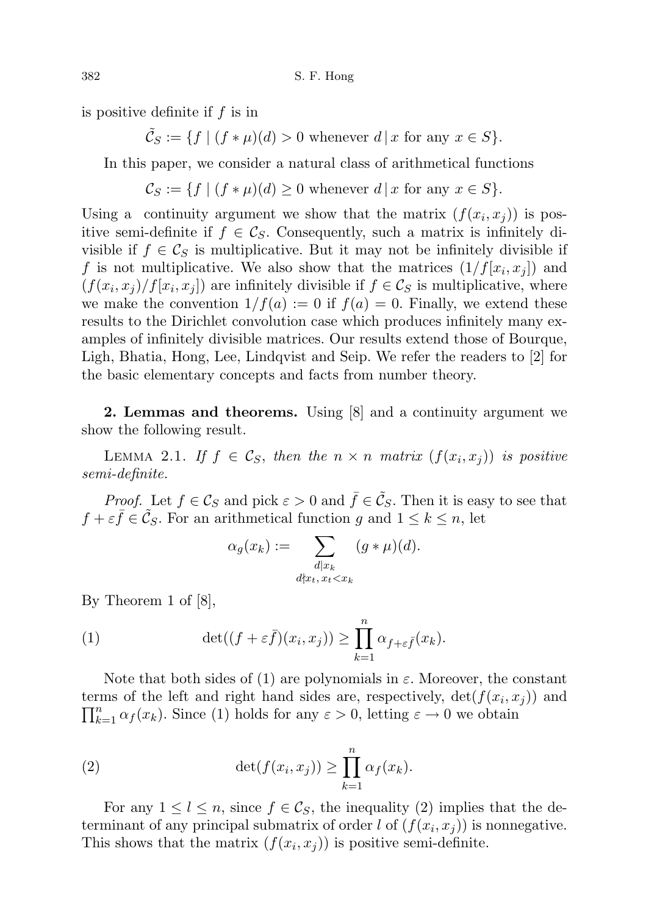is positive definite if $f$ is in

$$\tilde{\mathcal{C}}_S := \{f \mid (f * \mu)(d) > 0 \text{ whenever } d \,|\, x \text{ for any } x \in S\}.$$

In this paper, we consider a natural class of arithmetical functions

$$\mathcal{C}_S := \{f \mid (f * \mu)(d) \geq 0 \text{ whenever } d \,|\, x \text{ for any } x \in S\}.$$

Using a continuity argument we show that the matrix $(f(x_i, x_j))$ is positive semi-definite if $f \in \mathcal{C}_S$. Consequently, such a matrix is infinitely divisible if $f \in \mathcal{C}_S$ is multiplicative. But it may not be infinitely divisible if $f$ is not multiplicative. We also show that the matrices $(1/f[x_i, x_j])$ and $(f(x_i, x_j)/f[x_i, x_j])$ are infinitely divisible if $f \in \mathcal{C}_S$ is multiplicative, where we make the convention $1/f(a) := 0$ if $f(a) = 0$. Finally, we extend these results to the Dirichlet convolution case which produces infinitely many examples of infinitely divisible matrices. Our results extend those of Bourque, Ligh, Bhatia, Hong, Lee, Lindqvist and Seip. We refer the readers to [2] for the basic elementary concepts and facts from number theory.

**2. Lemmas and theorems.** Using [8] and a continuity argument we show the following result.

Lemma 2.1. *If $f \in \mathcal{C}_S$, then the $n \times n$ matrix $(f(x_i, x_j))$ is positive semi-definite.*

*Proof.* Let $f \in \mathcal{C}_S$ and pick $\varepsilon > 0$ and $\bar{f} \in \tilde{\mathcal{C}}_S$. Then it is easy to see that $f + \varepsilon \bar{f} \in \tilde{\mathcal{C}}_S$. For an arithmetical function $g$ and $1 \leq k \leq n$, let

$$\alpha_g(x_k) := \sum_{\substack{d \mid x_k \\ d \nmid x_t,\, x_t < x_k}} (g * \mu)(d).$$

By Theorem 1 of [8],

$$\det((f + \varepsilon \bar{f})(x_i, x_j)) \geq \prod_{k=1}^{n} \alpha_{f + \varepsilon \bar{f}}(x_k). \tag{1}$$

Note that both sides of (1) are polynomials in $\varepsilon$. Moreover, the constant terms of the left and right hand sides are, respectively, $\det(f(x_i, x_j))$ and $\prod_{k=1}^{n} \alpha_f(x_k)$. Since (1) holds for any $\varepsilon > 0$, letting $\varepsilon \to 0$ we obtain

$$\det(f(x_i, x_j)) \geq \prod_{k=1}^{n} \alpha_f(x_k). \tag{2}$$

For any $1 \leq l \leq n$, since $f \in \mathcal{C}_S$, the inequality (2) implies that the determinant of any principal submatrix of order $l$ of $(f(x_i, x_j))$ is nonnegative. This shows that the matrix $(f(x_i, x_j))$ is positive semi-definite.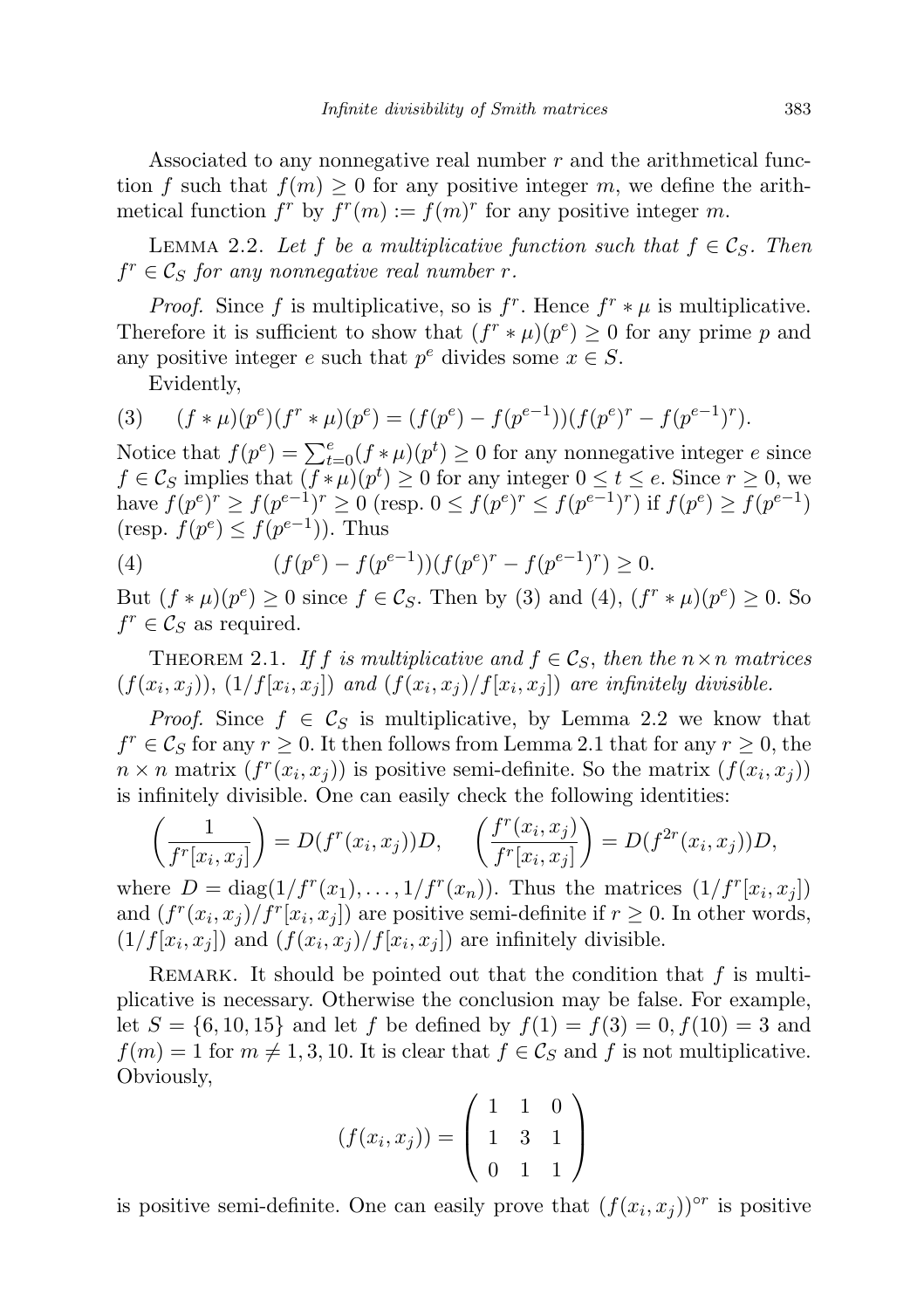Associated to any nonnegative real number $r$ and the arithmetical function $f$ such that $f(m) \geq 0$ for any positive integer $m$, we define the arithmetical function $f^r$ by $f^r(m) := f(m)^r$ for any positive integer $m$.

Lemma 2.2. *Let $f$ be a multiplicative function such that $f \in \mathcal{C}_S$. Then $f^r \in \mathcal{C}_S$ for any nonnegative real number $r$.*

*Proof.* Since $f$ is multiplicative, so is $f^r$. Hence $f^r * \mu$ is multiplicative. Therefore it is sufficient to show that $(f^r * \mu)(p^e) \geq 0$ for any prime $p$ and any positive integer $e$ such that $p^e$ divides some $x \in S$.

Evidently,

$$(f * \mu)(p^e)(f^r * \mu)(p^e) = (f(p^e) - f(p^{e-1}))(f(p^e)^r - f(p^{e-1})^r). \tag{3}$$

Notice that $f(p^e) = \sum_{t=0}^{e}(f * \mu)(p^t) \geq 0$ for any nonnegative integer $e$ since $f \in \mathcal{C}_S$ implies that $(f * \mu)(p^t) \geq 0$ for any integer $0 \leq t \leq e$. Since $r \geq 0$, we have $f(p^e)^r \geq f(p^{e-1})^r \geq 0$ (resp. $0 \leq f(p^e)^r \leq f(p^{e-1})^r$) if $f(p^e) \geq f(p^{e-1})$ (resp. $f(p^e) \leq f(p^{e-1})$). Thus

$$(f(p^e) - f(p^{e-1}))(f(p^e)^r - f(p^{e-1})^r) \geq 0. \tag{4}$$

But $(f * \mu)(p^e) \geq 0$ since $f \in \mathcal{C}_S$. Then by (3) and (4), $(f^r * \mu)(p^e) \geq 0$. So $f^r \in \mathcal{C}_S$ as required.

Theorem 2.1. *If $f$ is multiplicative and $f \in \mathcal{C}_S$, then the $n \times n$ matrices $(f(x_i, x_j))$, $(1/f[x_i, x_j])$ and $(f(x_i, x_j)/f[x_i, x_j])$ are infinitely divisible.*

*Proof.* Since $f \in \mathcal{C}_S$ is multiplicative, by Lemma 2.2 we know that $f^r \in \mathcal{C}_S$ for any $r \geq 0$. It then follows from Lemma 2.1 that for any $r \geq 0$, the $n \times n$ matrix $(f^r(x_i, x_j))$ is positive semi-definite. So the matrix $(f(x_i, x_j))$ is infinitely divisible. One can easily check the following identities:

$$\left(\frac{1}{f^r[x_i, x_j]}\right) = D(f^r(x_i, x_j))D, \quad \left(\frac{f^r(x_i, x_j)}{f^r[x_i, x_j]}\right) = D(f^{2r}(x_i, x_j))D,$$

where $D = \operatorname{diag}(1/f^r(x_1), \ldots, 1/f^r(x_n))$. Thus the matrices $(1/f^r[x_i, x_j])$ and $(f^r(x_i, x_j)/f^r[x_i, x_j])$ are positive semi-definite if $r \geq 0$. In other words, $(1/f[x_i, x_j])$ and $(f(x_i, x_j)/f[x_i, x_j])$ are infinitely divisible.

Remark. It should be pointed out that the condition that $f$ is multiplicative is necessary. Otherwise the conclusion may be false. For example, let $S = \{6, 10, 15\}$ and let $f$ be defined by $f(1) = f(3) = 0, f(10) = 3$ and $f(m) = 1$ for $m \neq 1, 3, 10$. It is clear that $f \in \mathcal{C}_S$ and $f$ is not multiplicative. Obviously,

$$(f(x_i, x_j)) = \begin{pmatrix} 1 & 1 & 0 \\ 1 & 3 & 1 \\ 0 & 1 & 1 \end{pmatrix}$$

is positive semi-definite. One can easily prove that $(f(x_i, x_j))^{\circ r}$ is positive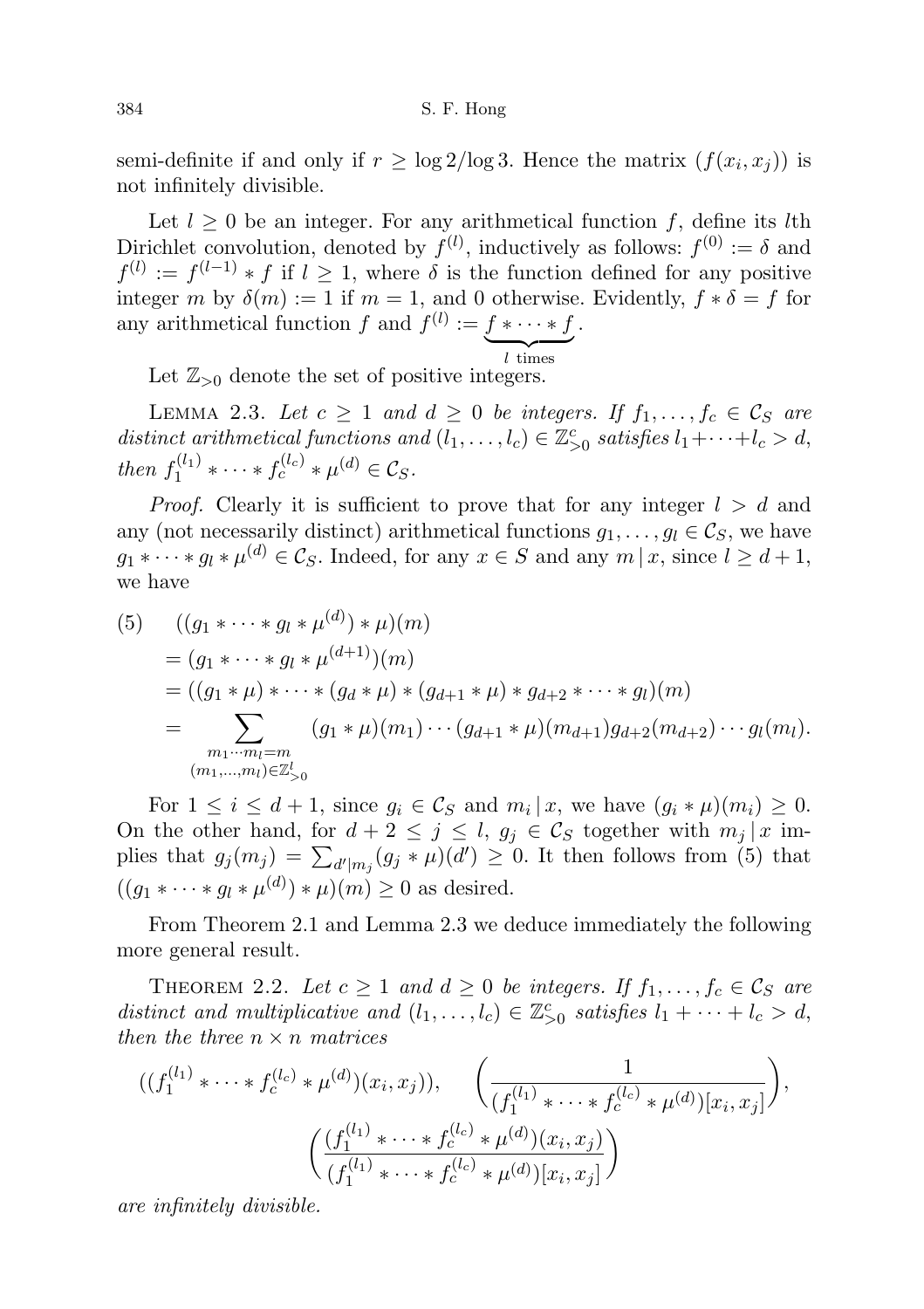semi-definite if and only if $r \geq \log 2/\log 3$. Hence the matrix $(f(x_i, x_j))$ is not infinitely divisible.

Let $l \geq 0$ be an integer. For any arithmetical function $f$, define its $l$th Dirichlet convolution, denoted by $f^{(l)}$, inductively as follows: $f^{(0)} := \delta$ and $f^{(l)} := f^{(l-1)} * f$ if $l \geq 1$, where $\delta$ is the function defined for any positive integer $m$ by $\delta(m) := 1$ if $m = 1$, and 0 otherwise. Evidently, $f * \delta = f$ for any arithmetical function $f$ and $f^{(l)} := \underbrace{f * \cdots * f}_{l \text{ times}}$.

Let $\mathbb{Z}_{>0}$ denote the set of positive integers.

Lemma 2.3. *Let $c \geq 1$ and $d \geq 0$ be integers. If $f_1, \ldots, f_c \in \mathcal{C}_S$ are distinct arithmetical functions and $(l_1, \ldots, l_c) \in \mathbb{Z}^c_{>0}$ satisfies $l_1 + \cdots + l_c > d$, then $f_1^{(l_1)} * \cdots * f_c^{(l_c)} * \mu^{(d)} \in \mathcal{C}_S$.*

*Proof.* Clearly it is sufficient to prove that for any integer $l > d$ and any (not necessarily distinct) arithmetical functions $g_1, \ldots, g_l \in \mathcal{C}_S$, we have $g_1 * \cdots * g_l * \mu^{(d)} \in \mathcal{C}_S$. Indeed, for any $x \in S$ and any $m \mid x$, since $l \geq d + 1$, we have

$$
\begin{aligned}
(5) \qquad & ((g_1 * \cdots * g_l * \mu^{(d)}) * \mu)(m) \\
&= (g_1 * \cdots * g_l * \mu^{(d+1)})(m) \\
&= ((g_1 * \mu) * \cdots * (g_d * \mu) * (g_{d+1} * \mu) * g_{d+2} * \cdots * g_l)(m) \\
&= \sum_{\substack{m_1 \cdots m_l = m \\ (m_1, \ldots, m_l) \in \mathbb{Z}^l_{>0}}} (g_1 * \mu)(m_1) \cdots (g_{d+1} * \mu)(m_{d+1}) g_{d+2}(m_{d+2}) \cdots g_l(m_l).
\end{aligned}
$$

For $1 \leq i \leq d+1$, since $g_i \in \mathcal{C}_S$ and $m_i \mid x$, we have $(g_i * \mu)(m_i) \geq 0$. On the other hand, for $d + 2 \leq j \leq l$, $g_j \in \mathcal{C}_S$ together with $m_j \mid x$ implies that $g_j(m_j) = \sum_{d' \mid m_j} (g_j * \mu)(d') \geq 0$. It then follows from (5) that $((g_1 * \cdots * g_l * \mu^{(d)}) * \mu)(m) \geq 0$ as desired.

From Theorem 2.1 and Lemma 2.3 we deduce immediately the following more general result.

Theorem 2.2. *Let $c \geq 1$ and $d \geq 0$ be integers. If $f_1, \ldots, f_c \in \mathcal{C}_S$ are distinct and multiplicative and $(l_1, \ldots, l_c) \in \mathbb{Z}^c_{>0}$ satisfies $l_1 + \cdots + l_c > d$, then the three $n \times n$ matrices*

$$
((f_1^{(l_1)} * \cdots * f_c^{(l_c)} * \mu^{(d)})(x_i, x_j)), \qquad \left(\frac{1}{(f_1^{(l_1)} * \cdots * f_c^{(l_c)} * \mu^{(d)})[x_i, x_j]}\right),
$$
$$
\left(\frac{(f_1^{(l_1)} * \cdots * f_c^{(l_c)} * \mu^{(d)})(x_i, x_j)}{(f_1^{(l_1)} * \cdots * f_c^{(l_c)} * \mu^{(d)})[x_i, x_j]}\right)
$$

*are infinitely divisible.*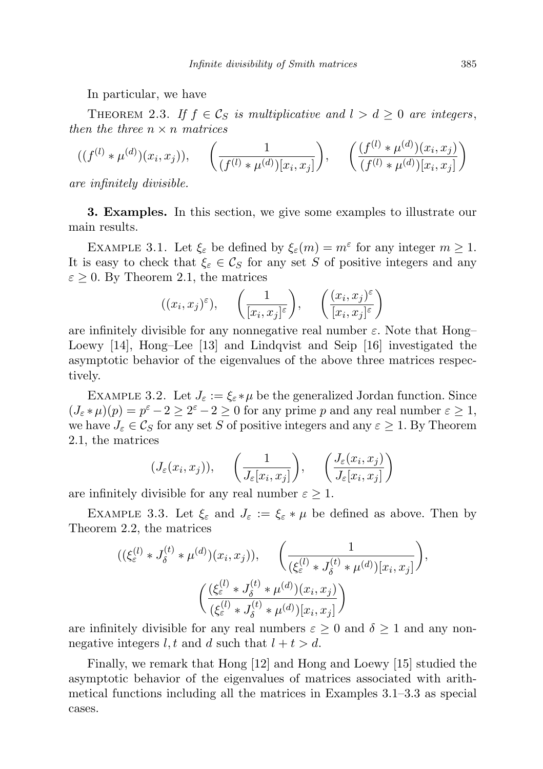In particular, we have

THEOREM 2.3. *If $f \in \mathcal{C}_S$ is multiplicative and $l > d \geq 0$ are integers, then the three $n \times n$ matrices*

$$((f^{(l)} * \mu^{(d)})(x_i, x_j)), \qquad \left(\frac{1}{(f^{(l)} * \mu^{(d)})[x_i, x_j]}\right), \qquad \left(\frac{(f^{(l)} * \mu^{(d)})(x_i, x_j)}{(f^{(l)} * \mu^{(d)})[x_i, x_j]}\right)$$

*are infinitely divisible.*

**3. Examples.** In this section, we give some examples to illustrate our main results.

EXAMPLE 3.1. Let $\xi_\varepsilon$ be defined by $\xi_\varepsilon(m) = m^\varepsilon$ for any integer $m \geq 1$. It is easy to check that $\xi_\varepsilon \in \mathcal{C}_S$ for any set $S$ of positive integers and any $\varepsilon \geq 0$. By Theorem 2.1, the matrices

$$((x_i, x_j)^\varepsilon), \qquad \left(\frac{1}{[x_i, x_j]^\varepsilon}\right), \qquad \left(\frac{(x_i, x_j)^\varepsilon}{[x_i, x_j]^\varepsilon}\right)$$

are infinitely divisible for any nonnegative real number $\varepsilon$. Note that Hong–Loewy [14], Hong–Lee [13] and Lindqvist and Seip [16] investigated the asymptotic behavior of the eigenvalues of the above three matrices respectively.

EXAMPLE 3.2. Let $J_\varepsilon := \xi_\varepsilon * \mu$ be the generalized Jordan function. Since $(J_\varepsilon * \mu)(p) = p^\varepsilon - 2 \geq 2^\varepsilon - 2 \geq 0$ for any prime $p$ and any real number $\varepsilon \geq 1$, we have $J_\varepsilon \in \mathcal{C}_S$ for any set $S$ of positive integers and any $\varepsilon \geq 1$. By Theorem 2.1, the matrices

$$(J_\varepsilon(x_i, x_j)), \qquad \left(\frac{1}{J_\varepsilon[x_i, x_j]}\right), \qquad \left(\frac{J_\varepsilon(x_i, x_j)}{J_\varepsilon[x_i, x_j]}\right)$$

are infinitely divisible for any real number $\varepsilon \geq 1$.

EXAMPLE 3.3. Let $\xi_\varepsilon$ and $J_\varepsilon := \xi_\varepsilon * \mu$ be defined as above. Then by Theorem 2.2, the matrices

$$((\xi_\varepsilon^{(l)} * J_\delta^{(t)} * \mu^{(d)})(x_i, x_j)), \qquad \left(\frac{1}{(\xi_\varepsilon^{(l)} * J_\delta^{(t)} * \mu^{(d)})[x_i, x_j]}\right),$$

$$\left(\frac{(\xi_\varepsilon^{(l)} * J_\delta^{(t)} * \mu^{(d)})(x_i, x_j)}{(\xi_\varepsilon^{(l)} * J_\delta^{(t)} * \mu^{(d)})[x_i, x_j]}\right)$$

are infinitely divisible for any real numbers $\varepsilon \geq 0$ and $\delta \geq 1$ and any nonnegative integers $l, t$ and $d$ such that $l + t > d$.

Finally, we remark that Hong [12] and Hong and Loewy [15] studied the asymptotic behavior of the eigenvalues of matrices associated with arithmetical functions including all the matrices in Examples 3.1–3.3 as special cases.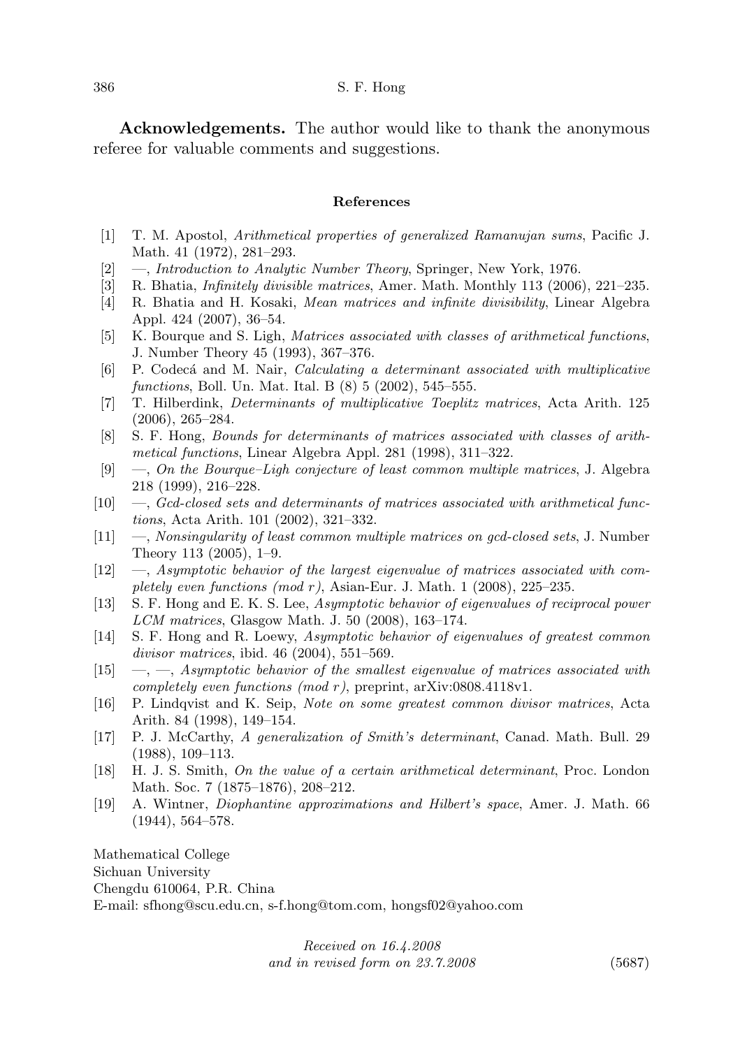**Acknowledgements.** The author would like to thank the anonymous referee for valuable comments and suggestions.

### References

[1] T. M. Apostol, *Arithmetical properties of generalized Ramanujan sums*, Pacific J. Math. 41 (1972), 281–293.

[2] —, *Introduction to Analytic Number Theory*, Springer, New York, 1976.

[3] R. Bhatia, *Infinitely divisible matrices*, Amer. Math. Monthly 113 (2006), 221–235.

[4] R. Bhatia and H. Kosaki, *Mean matrices and infinite divisibility*, Linear Algebra Appl. 424 (2007), 36–54.

[5] K. Bourque and S. Ligh, *Matrices associated with classes of arithmetical functions*, J. Number Theory 45 (1993), 367–376.

[6] P. Codecá and M. Nair, *Calculating a determinant associated with multiplicative functions*, Boll. Un. Mat. Ital. B (8) 5 (2002), 545–555.

[7] T. Hilberdink, *Determinants of multiplicative Toeplitz matrices*, Acta Arith. 125 (2006), 265–284.

[8] S. F. Hong, *Bounds for determinants of matrices associated with classes of arithmetical functions*, Linear Algebra Appl. 281 (1998), 311–322.

[9] —, *On the Bourque–Ligh conjecture of least common multiple matrices*, J. Algebra 218 (1999), 216–228.

[10] —, *Gcd-closed sets and determinants of matrices associated with arithmetical functions*, Acta Arith. 101 (2002), 321–332.

[11] —, *Nonsingularity of least common multiple matrices on gcd-closed sets*, J. Number Theory 113 (2005), 1–9.

[12] —, *Asymptotic behavior of the largest eigenvalue of matrices associated with completely even functions (mod $r$)*, Asian-Eur. J. Math. 1 (2008), 225–235.

[13] S. F. Hong and E. K. S. Lee, *Asymptotic behavior of eigenvalues of reciprocal power LCM matrices*, Glasgow Math. J. 50 (2008), 163–174.

[14] S. F. Hong and R. Loewy, *Asymptotic behavior of eigenvalues of greatest common divisor matrices*, ibid. 46 (2004), 551–569.

[15] —, —, *Asymptotic behavior of the smallest eigenvalue of matrices associated with completely even functions (mod $r$)*, preprint, arXiv:0808.4118v1.

[16] P. Lindqvist and K. Seip, *Note on some greatest common divisor matrices*, Acta Arith. 84 (1998), 149–154.

[17] P. J. McCarthy, *A generalization of Smith's determinant*, Canad. Math. Bull. 29 (1988), 109–113.

[18] H. J. S. Smith, *On the value of a certain arithmetical determinant*, Proc. London Math. Soc. 7 (1875–1876), 208–212.

[19] A. Wintner, *Diophantine approximations and Hilbert's space*, Amer. J. Math. 66 (1944), 564–578.

Mathematical College
Sichuan University
Chengdu 610064, P.R. China
E-mail: sfhong@scu.edu.cn, s-f.hong@tom.com, hongsf02@yahoo.com

*Received on 16.4.2008*
*and in revised form on 23.7.2008* (5687)